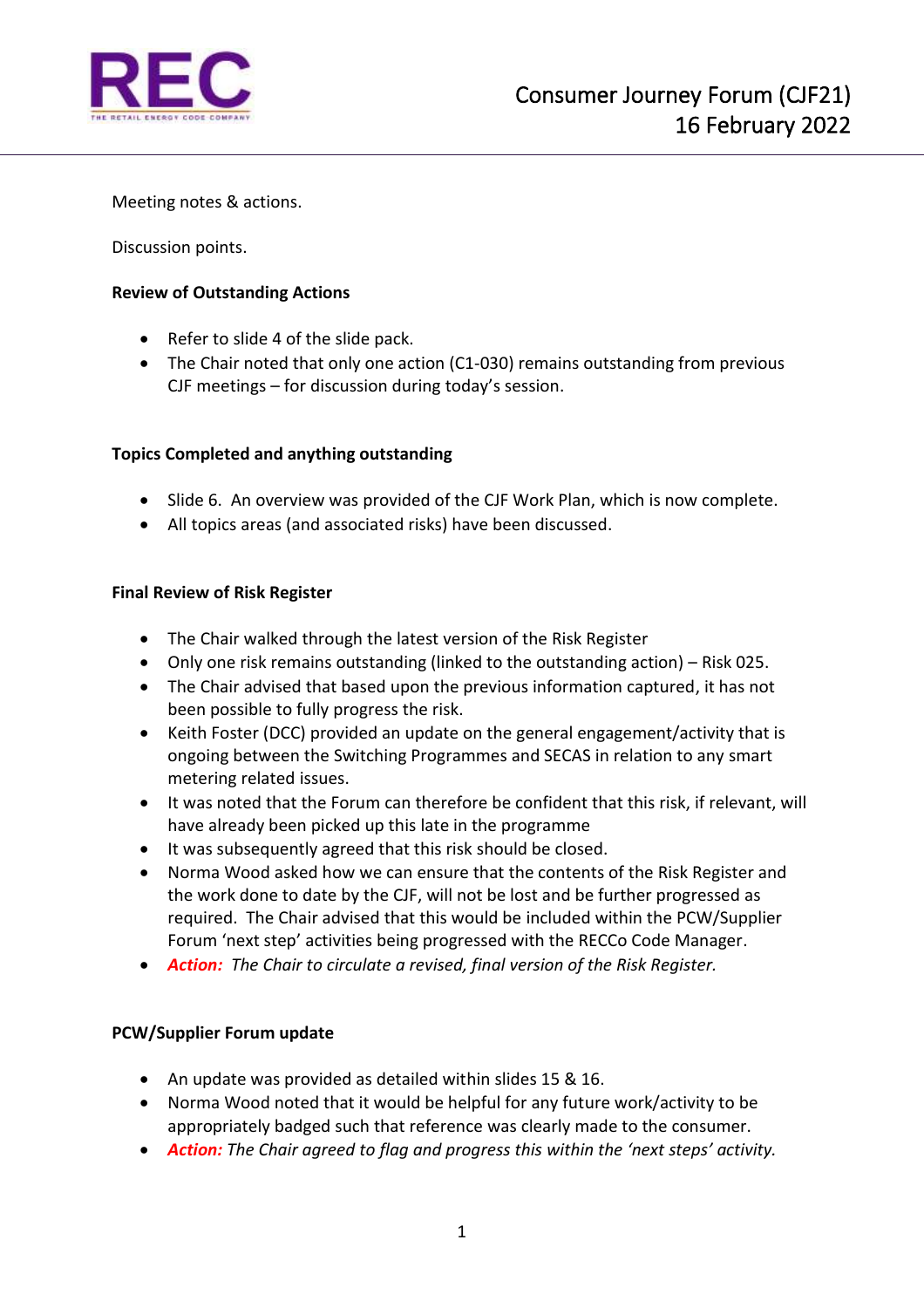# Consumer Journey Forum (CJF21)
## 16 February 2022

Meeting notes & actions.

Discussion points.

**Review of Outstanding Actions**

- Refer to slide 4 of the slide pack.
- The Chair noted that only one action (C1-030) remains outstanding from previous CJF meetings – for discussion during today's session.

**Topics Completed and anything outstanding**

- Slide 6. An overview was provided of the CJF Work Plan, which is now complete.
- All topics areas (and associated risks) have been discussed.

**Final Review of Risk Register**

- The Chair walked through the latest version of the Risk Register
- Only one risk remains outstanding (linked to the outstanding action) – Risk 025.
- The Chair advised that based upon the previous information captured, it has not been possible to fully progress the risk.
- Keith Foster (DCC) provided an update on the general engagement/activity that is ongoing between the Switching Programmes and SECAS in relation to any smart metering related issues.
- It was noted that the Forum can therefore be confident that this risk, if relevant, will have already been picked up this late in the programme
- It was subsequently agreed that this risk should be closed.
- Norma Wood asked how we can ensure that the contents of the Risk Register and the work done to date by the CJF, will not be lost and be further progressed as required. The Chair advised that this would be included within the PCW/Supplier Forum 'next step' activities being progressed with the RECCo Code Manager.
- ***Action:*** *The Chair to circulate a revised, final version of the Risk Register.*

**PCW/Supplier Forum update**

- An update was provided as detailed within slides 15 & 16.
- Norma Wood noted that it would be helpful for any future work/activity to be appropriately badged such that reference was clearly made to the consumer.
- ***Action:*** *The Chair agreed to flag and progress this within the 'next steps' activity.*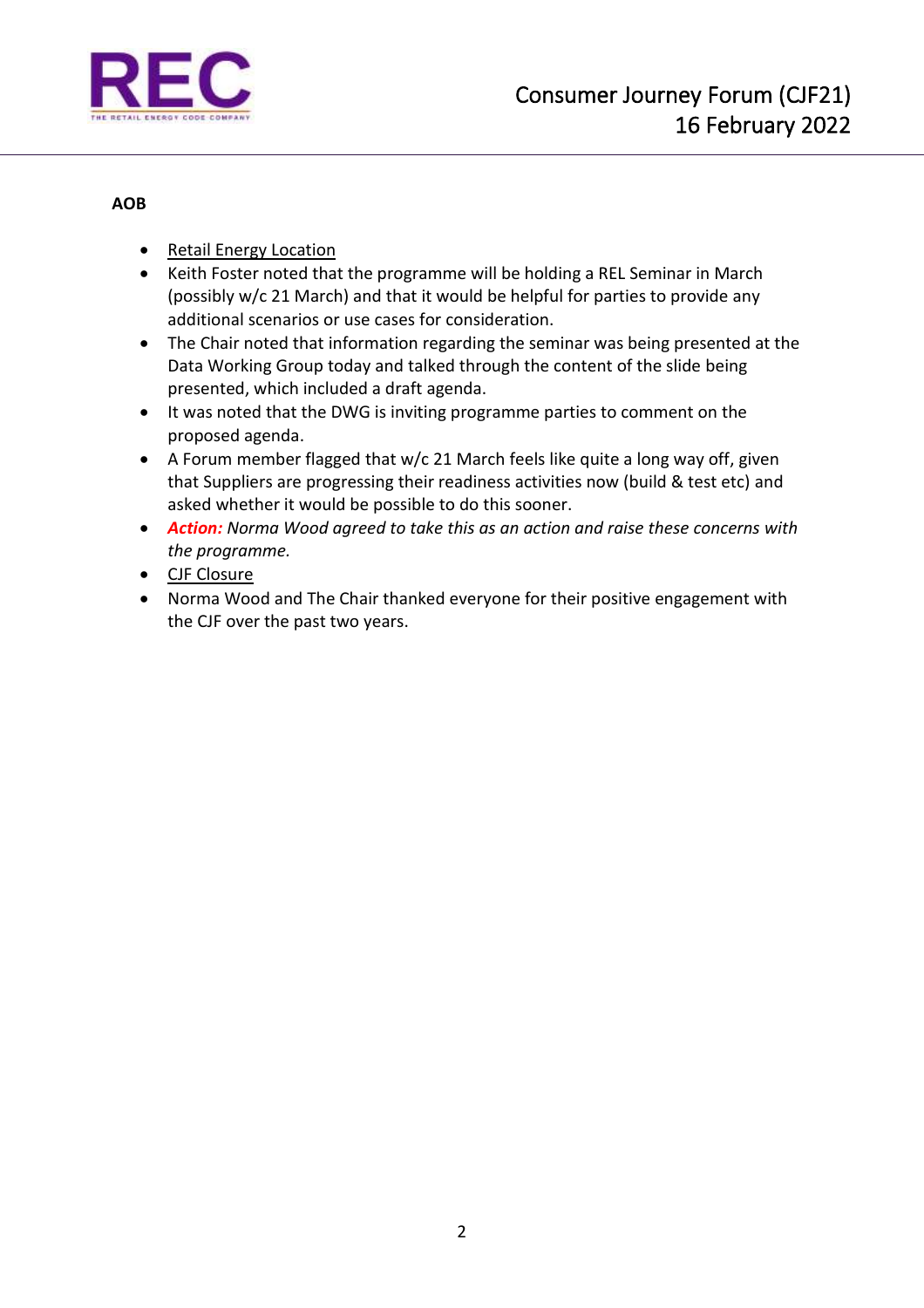**AOB**

- Retail Energy Location
- Keith Foster noted that the programme will be holding a REL Seminar in March (possibly w/c 21 March) and that it would be helpful for parties to provide any additional scenarios or use cases for consideration.
- The Chair noted that information regarding the seminar was being presented at the Data Working Group today and talked through the content of the slide being presented, which included a draft agenda.
- It was noted that the DWG is inviting programme parties to comment on the proposed agenda.
- A Forum member flagged that w/c 21 March feels like quite a long way off, given that Suppliers are progressing their readiness activities now (build & test etc) and asked whether it would be possible to do this sooner.
- ***Action:*** *Norma Wood agreed to take this as an action and raise these concerns with the programme.*
- CJF Closure
- Norma Wood and The Chair thanked everyone for their positive engagement with the CJF over the past two years.